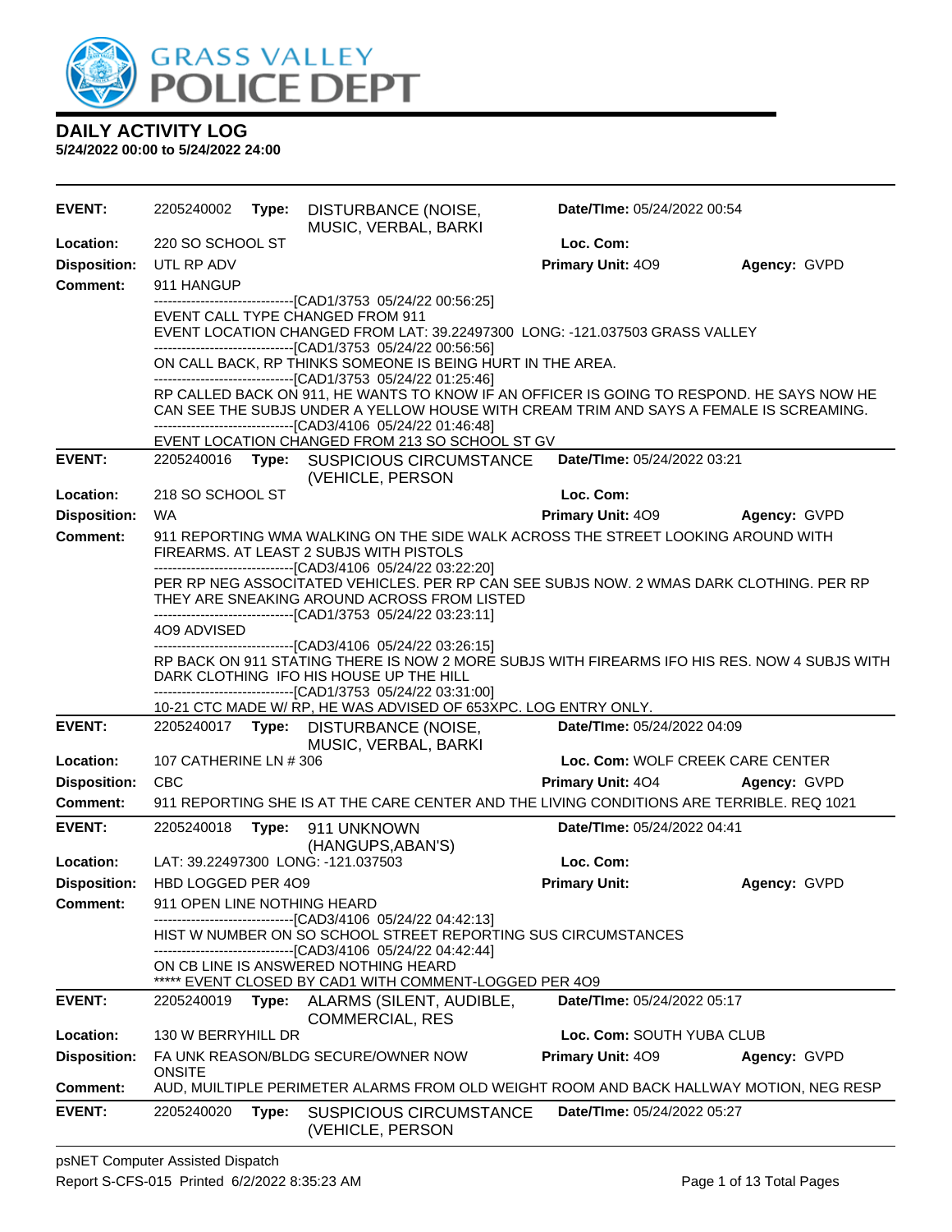# GRASS VALLEY POLICE DEPT

## DAILY ACTIVITY LOG

**5/24/2022 00:00 to 5/24/2022 24:00**

---

**EVENT:** 2205240002 **Type:** DISTURBANCE (NOISE, MUSIC, VERBAL, BARKI **Date/TIme:** 05/24/2022 00:54

**Location:** 220 SO SCHOOL ST **Loc. Com:**

**Disposition:** UTL RP ADV **Primary Unit:** 4O9 **Agency:** GVPD

**Comment:** 911 HANGUP

------------------------------[CAD1/3753 05/24/22 00:56:25]
EVENT CALL TYPE CHANGED FROM 911
EVENT LOCATION CHANGED FROM LAT: 39.22497300 LONG: -121.037503 GRASS VALLEY
------------------------------[CAD1/3753 05/24/22 00:56:56]
ON CALL BACK, RP THINKS SOMEONE IS BEING HURT IN THE AREA.
------------------------------[CAD1/3753 05/24/22 01:25:46]
RP CALLED BACK ON 911, HE WANTS TO KNOW IF AN OFFICER IS GOING TO RESPOND. HE SAYS NOW HE CAN SEE THE SUBJS UNDER A YELLOW HOUSE WITH CREAM TRIM AND SAYS A FEMALE IS SCREAMING.
------------------------------[CAD3/4106 05/24/22 01:46:48]
EVENT LOCATION CHANGED FROM 213 SO SCHOOL ST GV

---

**EVENT:** 2205240016 **Type:** SUSPICIOUS CIRCUMSTANCE (VEHICLE, PERSON **Date/TIme:** 05/24/2022 03:21

**Location:** 218 SO SCHOOL ST **Loc. Com:**

**Disposition:** WA **Primary Unit:** 4O9 **Agency:** GVPD

**Comment:** 911 REPORTING WMA WALKING ON THE SIDE WALK ACROSS THE STREET LOOKING AROUND WITH FIREARMS. AT LEAST 2 SUBJS WITH PISTOLS

------------------------------[CAD3/4106 05/24/22 03:22:20]
PER RP NEG ASSOCITATED VEHICLES. PER RP CAN SEE SUBJS NOW. 2 WMAS DARK CLOTHING. PER RP THEY ARE SNEAKING AROUND ACROSS FROM LISTED
------------------------------[CAD1/3753 05/24/22 03:23:11]
4O9 ADVISED
------------------------------[CAD3/4106 05/24/22 03:26:15]
RP BACK ON 911 STATING THERE IS NOW 2 MORE SUBJS WITH FIREARMS IFO HIS RES. NOW 4 SUBJS WITH DARK CLOTHING IFO HIS HOUSE UP THE HILL
------------------------------[CAD1/3753 05/24/22 03:31:00]
10-21 CTC MADE W/ RP, HE WAS ADVISED OF 653XPC. LOG ENTRY ONLY.

---

**EVENT:** 2205240017 **Type:** DISTURBANCE (NOISE, MUSIC, VERBAL, BARKI **Date/TIme:** 05/24/2022 04:09

**Location:** 107 CATHERINE LN # 306 **Loc. Com:** WOLF CREEK CARE CENTER

**Disposition:** CBC **Primary Unit:** 4O4 **Agency:** GVPD

**Comment:** 911 REPORTING SHE IS AT THE CARE CENTER AND THE LIVING CONDITIONS ARE TERRIBLE. REQ 1021

---

**EVENT:** 2205240018 **Type:** 911 UNKNOWN (HANGUPS,ABAN'S) **Date/TIme:** 05/24/2022 04:41

**Location:** LAT: 39.22497300 LONG: -121.037503 **Loc. Com:**

**Disposition:** HBD LOGGED PER 4O9 **Primary Unit:** **Agency:** GVPD

**Comment:** 911 OPEN LINE NOTHING HEARD

------------------------------[CAD3/4106 05/24/22 04:42:13]
HIST W NUMBER ON SO SCHOOL STREET REPORTING SUS CIRCUMSTANCES
------------------------------[CAD3/4106 05/24/22 04:42:44]
ON CB LINE IS ANSWERED NOTHING HEARD
***** EVENT CLOSED BY CAD1 WITH COMMENT-LOGGED PER 4O9

---

**EVENT:** 2205240019 **Type:** ALARMS (SILENT, AUDIBLE, COMMERCIAL, RES **Date/TIme:** 05/24/2022 05:17

**Location:** 130 W BERRYHILL DR **Loc. Com:** SOUTH YUBA CLUB

**Disposition:** FA UNK REASON/BLDG SECURE/OWNER NOW ONSITE **Primary Unit:** 4O9 **Agency:** GVPD

**Comment:** AUD, MUILTIPLE PERIMETER ALARMS FROM OLD WEIGHT ROOM AND BACK HALLWAY MOTION, NEG RESP

---

**EVENT:** 2205240020 **Type:** SUSPICIOUS CIRCUMSTANCE (VEHICLE, PERSON **Date/TIme:** 05/24/2022 05:27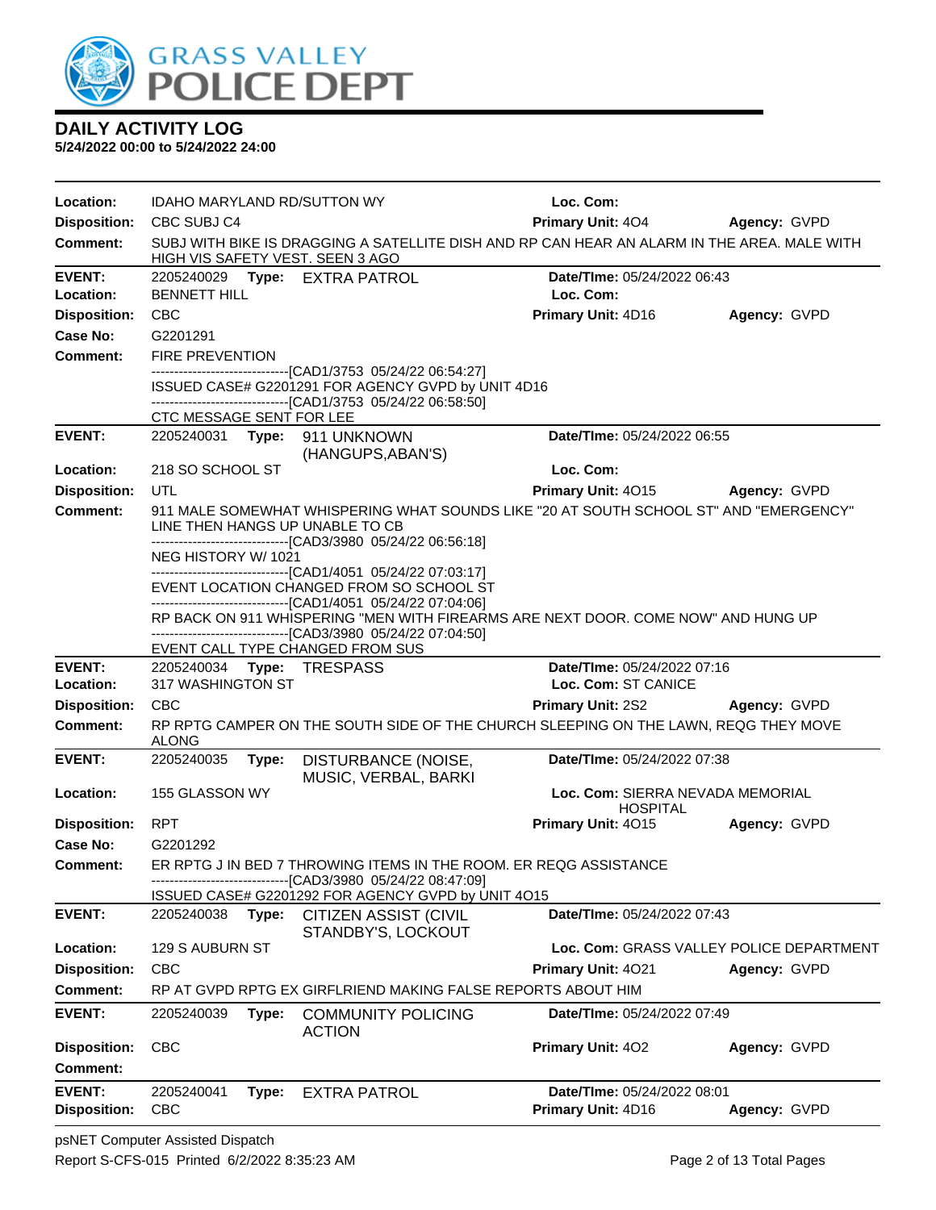# GRASS VALLEY POLICE DEPT

## DAILY ACTIVITY LOG

**5/24/2022 00:00 to 5/24/2022 24:00**

**Location:** IDAHO MARYLAND RD/SUTTON WY | **Loc. Com:**
**Disposition:** CBC SUBJ C4 | **Primary Unit:** 4O4 | **Agency:** GVPD
**Comment:** SUBJ WITH BIKE IS DRAGGING A SATELLITE DISH AND RP CAN HEAR AN ALARM IN THE AREA. MALE WITH HIGH VIS SAFETY VEST. SEEN 3 AGO

---

**EVENT:** 2205240029 **Type:** EXTRA PATROL | **Date/TIme:** 05/24/2022 06:43
**Location:** BENNETT HILL | **Loc. Com:**
**Disposition:** CBC | **Primary Unit:** 4D16 | **Agency:** GVPD
**Case No:** G2201291
**Comment:** FIRE PREVENTION
------------------------------[CAD1/3753 05/24/22 06:54:27]
ISSUED CASE# G2201291 FOR AGENCY GVPD by UNIT 4D16
------------------------------[CAD1/3753 05/24/22 06:58:50]
CTC MESSAGE SENT FOR LEE

---

**EVENT:** 2205240031 **Type:** 911 UNKNOWN (HANGUPS,ABAN'S) | **Date/TIme:** 05/24/2022 06:55
**Location:** 218 SO SCHOOL ST | **Loc. Com:**
**Disposition:** UTL | **Primary Unit:** 4O15 | **Agency:** GVPD
**Comment:** 911 MALE SOMEWHAT WHISPERING WHAT SOUNDS LIKE "20 AT SOUTH SCHOOL ST" AND "EMERGENCY" LINE THEN HANGS UP UNABLE TO CB
------------------------------[CAD3/3980 05/24/22 06:56:18]
NEG HISTORY W/ 1021
------------------------------[CAD1/4051 05/24/22 07:03:17]
EVENT LOCATION CHANGED FROM SO SCHOOL ST
------------------------------[CAD1/4051 05/24/22 07:04:06]
RP BACK ON 911 WHISPERING "MEN WITH FIREARMS ARE NEXT DOOR. COME NOW" AND HUNG UP
------------------------------[CAD3/3980 05/24/22 07:04:50]
EVENT CALL TYPE CHANGED FROM SUS

---

**EVENT:** 2205240034 **Type:** TRESPASS | **Date/TIme:** 05/24/2022 07:16
**Location:** 317 WASHINGTON ST | **Loc. Com:** ST CANICE
**Disposition:** CBC | **Primary Unit:** 2S2 | **Agency:** GVPD
**Comment:** RP RPTG CAMPER ON THE SOUTH SIDE OF THE CHURCH SLEEPING ON THE LAWN, REQG THEY MOVE ALONG

---

**EVENT:** 2205240035 **Type:** DISTURBANCE (NOISE, MUSIC, VERBAL, BARKI | **Date/TIme:** 05/24/2022 07:38
**Location:** 155 GLASSON WY | **Loc. Com:** SIERRA NEVADA MEMORIAL HOSPITAL
**Disposition:** RPT | **Primary Unit:** 4O15 | **Agency:** GVPD
**Case No:** G2201292
**Comment:** ER RPTG J IN BED 7 THROWING ITEMS IN THE ROOM. ER REQG ASSISTANCE
------------------------------[CAD3/3980 05/24/22 08:47:09]
ISSUED CASE# G2201292 FOR AGENCY GVPD by UNIT 4O15

---

**EVENT:** 2205240038 **Type:** CITIZEN ASSIST (CIVIL STANDBY'S, LOCKOUT | **Date/TIme:** 05/24/2022 07:43
**Location:** 129 S AUBURN ST | **Loc. Com:** GRASS VALLEY POLICE DEPARTMENT
**Disposition:** CBC | **Primary Unit:** 4O21 | **Agency:** GVPD
**Comment:** RP AT GVPD RPTG EX GIRFLRIEND MAKING FALSE REPORTS ABOUT HIM

---

**EVENT:** 2205240039 **Type:** COMMUNITY POLICING ACTION | **Date/TIme:** 05/24/2022 07:49
**Disposition:** CBC | **Primary Unit:** 4O2 | **Agency:** GVPD
**Comment:**

---

**EVENT:** 2205240041 **Type:** EXTRA PATROL | **Date/TIme:** 05/24/2022 08:01
**Disposition:** CBC | **Primary Unit:** 4D16 | **Agency:** GVPD

psNET Computer Assisted Dispatch
Report S-CFS-015 Printed 6/2/2022 8:35:23 AM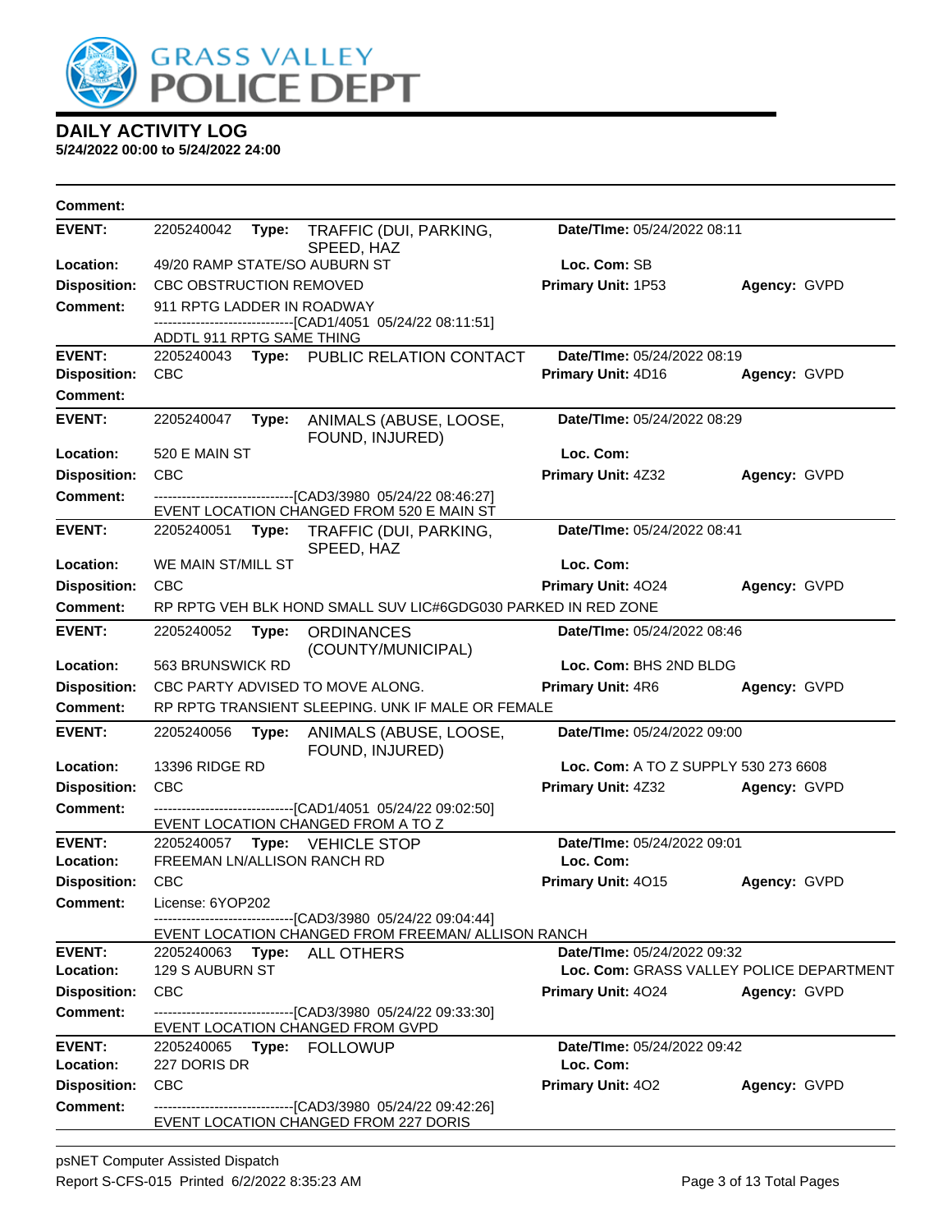# GRASS VALLEY POLICE DEPT

## DAILY ACTIVITY LOG

**5/24/2022 00:00 to 5/24/2022 24:00**

**Comment:**

| | | | | |
|---|---|---|---|---|
| **EVENT:** | 2205240042 **Type:** TRAFFIC (DUI, PARKING, SPEED, HAZ | **Date/TIme:** 05/24/2022 08:11 | | |
| **Location:** | 49/20 RAMP STATE/SO AUBURN ST | **Loc. Com:** SB | | |
| **Disposition:** | CBC OBSTRUCTION REMOVED | **Primary Unit:** 1P53 | **Agency:** GVPD | |
| **Comment:** | 911 RPTG LADDER IN ROADWAY<br>------------------------------[CAD1/4051 05/24/22 08:11:51]<br>ADDTL 911 RPTG SAME THING | | | |
| **EVENT:** | 2205240043 **Type:** PUBLIC RELATION CONTACT | **Date/TIme:** 05/24/2022 08:19 | | |
| **Disposition:** | CBC | **Primary Unit:** 4D16 | **Agency:** GVPD | |
| **Comment:** | | | | |
| **EVENT:** | 2205240047 **Type:** ANIMALS (ABUSE, LOOSE, FOUND, INJURED) | **Date/TIme:** 05/24/2022 08:29 | | |
| **Location:** | 520 E MAIN ST | **Loc. Com:** | | |
| **Disposition:** | CBC | **Primary Unit:** 4Z32 | **Agency:** GVPD | |
| **Comment:** | ------------------------------[CAD3/3980 05/24/22 08:46:27]<br>EVENT LOCATION CHANGED FROM 520 E MAIN ST | | | |
| **EVENT:** | 2205240051 **Type:** TRAFFIC (DUI, PARKING, SPEED, HAZ | **Date/TIme:** 05/24/2022 08:41 | | |
| **Location:** | WE MAIN ST/MILL ST | **Loc. Com:** | | |
| **Disposition:** | CBC | **Primary Unit:** 4O24 | **Agency:** GVPD | |
| **Comment:** | RP RPTG VEH BLK HOND SMALL SUV LIC#6GDG030 PARKED IN RED ZONE | | | |
| **EVENT:** | 2205240052 **Type:** ORDINANCES (COUNTY/MUNICIPAL) | **Date/TIme:** 05/24/2022 08:46 | | |
| **Location:** | 563 BRUNSWICK RD | **Loc. Com:** BHS 2ND BLDG | | |
| **Disposition:** | CBC PARTY ADVISED TO MOVE ALONG. | **Primary Unit:** 4R6 | **Agency:** GVPD | |
| **Comment:** | RP RPTG TRANSIENT SLEEPING. UNK IF MALE OR FEMALE | | | |
| **EVENT:** | 2205240056 **Type:** ANIMALS (ABUSE, LOOSE, FOUND, INJURED) | **Date/TIme:** 05/24/2022 09:00 | | |
| **Location:** | 13396 RIDGE RD | **Loc. Com:** A TO Z SUPPLY 530 273 6608 | | |
| **Disposition:** | CBC | **Primary Unit:** 4Z32 | **Agency:** GVPD | |
| **Comment:** | ------------------------------[CAD1/4051 05/24/22 09:02:50]<br>EVENT LOCATION CHANGED FROM A TO Z | | | |
| **EVENT:** | 2205240057 **Type:** VEHICLE STOP | **Date/TIme:** 05/24/2022 09:01 | | |
| **Location:** | FREEMAN LN/ALLISON RANCH RD | **Loc. Com:** | | |
| **Disposition:** | CBC | **Primary Unit:** 4O15 | **Agency:** GVPD | |
| **Comment:** | License: 6YOP202<br>------------------------------[CAD3/3980 05/24/22 09:04:44]<br>EVENT LOCATION CHANGED FROM FREEMAN/ ALLISON RANCH | | | |
| **EVENT:** | 2205240063 **Type:** ALL OTHERS | **Date/TIme:** 05/24/2022 09:32 | | |
| **Location:** | 129 S AUBURN ST | **Loc. Com:** GRASS VALLEY POLICE DEPARTMENT | | |
| **Disposition:** | CBC | **Primary Unit:** 4O24 | **Agency:** GVPD | |
| **Comment:** | ------------------------------[CAD3/3980 05/24/22 09:33:30]<br>EVENT LOCATION CHANGED FROM GVPD | | | |
| **EVENT:** | 2205240065 **Type:** FOLLOWUP | **Date/TIme:** 05/24/2022 09:42 | | |
| **Location:** | 227 DORIS DR | **Loc. Com:** | | |
| **Disposition:** | CBC | **Primary Unit:** 4O2 | **Agency:** GVPD | |
| **Comment:** | ------------------------------[CAD3/3980 05/24/22 09:42:26]<br>EVENT LOCATION CHANGED FROM 227 DORIS | | | |

psNET Computer Assisted Dispatch
Report S-CFS-015 Printed 6/2/2022 8:35:23 AM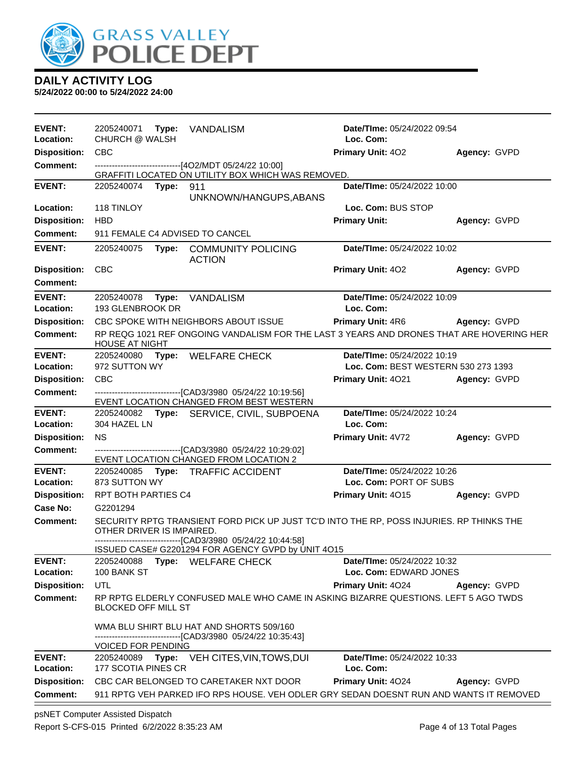# GRASS VALLEY POLICE DEPT

## DAILY ACTIVITY LOG

**5/24/2022 00:00 to 5/24/2022 24:00**

---

**EVENT:** 2205240071 **Type:** VANDALISM **Date/TIme:** 05/24/2022 09:54
**Location:** CHURCH @ WALSH **Loc. Com:**
**Disposition:** CBC **Primary Unit:** 4O2 **Agency:** GVPD
**Comment:** ------------------------------[4O2/MDT 05/24/22 10:00]
GRAFFITI LOCATED ON UTILITY BOX WHICH WAS REMOVED.

---

**EVENT:** 2205240074 **Type:** 911 UNKNOWN/HANGUPS,ABANS **Date/TIme:** 05/24/2022 10:00
**Location:** 118 TINLOY **Loc. Com:** BUS STOP
**Disposition:** HBD **Primary Unit:** **Agency:** GVPD
**Comment:** 911 FEMALE C4 ADVISED TO CANCEL

---

**EVENT:** 2205240075 **Type:** COMMUNITY POLICING ACTION **Date/TIme:** 05/24/2022 10:02
**Disposition:** CBC **Primary Unit:** 4O2 **Agency:** GVPD
**Comment:**

---

**EVENT:** 2205240078 **Type:** VANDALISM **Date/TIme:** 05/24/2022 10:09
**Location:** 193 GLENBROOK DR **Loc. Com:**
**Disposition:** CBC SPOKE WITH NEIGHBORS ABOUT ISSUE **Primary Unit:** 4R6 **Agency:** GVPD
**Comment:** RP REQG 1021 REF ONGOING VANDALISM FOR THE LAST 3 YEARS AND DRONES THAT ARE HOVERING HER HOUSE AT NIGHT

---

**EVENT:** 2205240080 **Type:** WELFARE CHECK **Date/TIme:** 05/24/2022 10:19
**Location:** 972 SUTTON WY **Loc. Com:** BEST WESTERN 530 273 1393
**Disposition:** CBC **Primary Unit:** 4O21 **Agency:** GVPD
**Comment:** ------------------------------[CAD3/3980 05/24/22 10:19:56]
EVENT LOCATION CHANGED FROM BEST WESTERN

---

**EVENT:** 2205240082 **Type:** SERVICE, CIVIL, SUBPOENA **Date/TIme:** 05/24/2022 10:24
**Location:** 304 HAZEL LN **Loc. Com:**
**Disposition:** NS **Primary Unit:** 4V72 **Agency:** GVPD
**Comment:** ------------------------------[CAD3/3980 05/24/22 10:29:02]
EVENT LOCATION CHANGED FROM LOCATION 2

---

**EVENT:** 2205240085 **Type:** TRAFFIC ACCIDENT **Date/TIme:** 05/24/2022 10:26
**Location:** 873 SUTTON WY **Loc. Com:** PORT OF SUBS
**Disposition:** RPT BOTH PARTIES C4 **Primary Unit:** 4O15 **Agency:** GVPD
**Case No:** G2201294
**Comment:** SECURITY RPTG TRANSIENT FORD PICK UP JUST TC'D INTO THE RP, POSS INJURIES. RP THINKS THE OTHER DRIVER IS IMPAIRED.
------------------------------[CAD3/3980 05/24/22 10:44:58]
ISSUED CASE# G2201294 FOR AGENCY GVPD by UNIT 4O15

---

**EVENT:** 2205240088 **Type:** WELFARE CHECK **Date/TIme:** 05/24/2022 10:32
**Location:** 100 BANK ST **Loc. Com:** EDWARD JONES
**Disposition:** UTL **Primary Unit:** 4O24 **Agency:** GVPD
**Comment:** RP RPTG ELDERLY CONFUSED MALE WHO CAME IN ASKING BIZARRE QUESTIONS. LEFT 5 AGO TWDS BLOCKED OFF MILL ST

WMA BLU SHIRT BLU HAT AND SHORTS 509/160
------------------------------[CAD3/3980 05/24/22 10:35:43]
VOICED FOR PENDING

---

**EVENT:** 2205240089 **Type:** VEH CITES,VIN,TOWS,DUI **Date/TIme:** 05/24/2022 10:33
**Location:** 177 SCOTIA PINES CR **Loc. Com:**
**Disposition:** CBC CAR BELONGED TO CARETAKER NXT DOOR **Primary Unit:** 4O24 **Agency:** GVPD
**Comment:** 911 RPTG VEH PARKED IFO RPS HOUSE. VEH ODLER GRY SEDAN DOESNT RUN AND WANTS IT REMOVED

---

psNET Computer Assisted Dispatch
Report S-CFS-015 Printed 6/2/2022 8:35:23 AM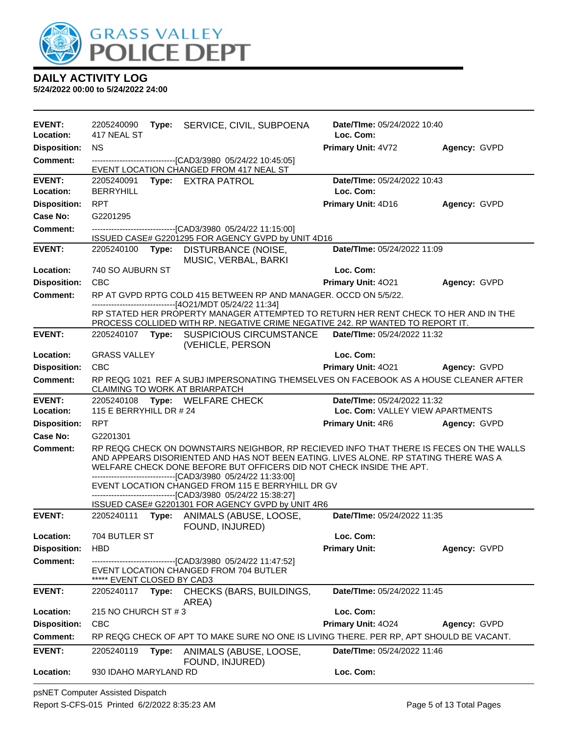# GRASS VALLEY POLICE DEPT

## DAILY ACTIVITY LOG

**5/24/2022 00:00 to 5/24/2022 24:00**

---

**EVENT:** 2205240090 **Type:** SERVICE, CIVIL, SUBPOENA **Date/TIme:** 05/24/2022 10:40
**Location:** 417 NEAL ST **Loc. Com:**
**Disposition:** NS **Primary Unit:** 4V72 **Agency:** GVPD
**Comment:** ------------------------------[CAD3/3980 05/24/22 10:45:05]
EVENT LOCATION CHANGED FROM 417 NEAL ST

---

**EVENT:** 2205240091 **Type:** EXTRA PATROL **Date/TIme:** 05/24/2022 10:43
**Location:** BERRYHILL **Loc. Com:**
**Disposition:** RPT **Primary Unit:** 4D16 **Agency:** GVPD
**Case No:** G2201295
**Comment:** ------------------------------[CAD3/3980 05/24/22 11:15:00]
ISSUED CASE# G2201295 FOR AGENCY GVPD by UNIT 4D16

---

**EVENT:** 2205240100 **Type:** DISTURBANCE (NOISE, MUSIC, VERBAL, BARKI **Date/TIme:** 05/24/2022 11:09
**Location:** 740 SO AUBURN ST **Loc. Com:**
**Disposition:** CBC **Primary Unit:** 4O21 **Agency:** GVPD
**Comment:** RP AT GVPD RPTG COLD 415 BETWEEN RP AND MANAGER. OCCD ON 5/5/22.
------------------------------[4O21/MDT 05/24/22 11:34]
RP STATED HER PROPERTY MANAGER ATTEMPTED TO RETURN HER RENT CHECK TO HER AND IN THE PROCESS COLLIDED WITH RP. NEGATIVE CRIME NEGATIVE 242. RP WANTED TO REPORT IT.

---

**EVENT:** 2205240107 **Type:** SUSPICIOUS CIRCUMSTANCE (VEHICLE, PERSON **Date/TIme:** 05/24/2022 11:32
**Location:** GRASS VALLEY **Loc. Com:**
**Disposition:** CBC **Primary Unit:** 4O21 **Agency:** GVPD
**Comment:** RP REQG 1021 REF A SUBJ IMPERSONATING THEMSELVES ON FACEBOOK AS A HOUSE CLEANER AFTER CLAIMING TO WORK AT BRIARPATCH

---

**EVENT:** 2205240108 **Type:** WELFARE CHECK **Date/TIme:** 05/24/2022 11:32
**Location:** 115 E BERRYHILL DR # 24 **Loc. Com:** VALLEY VIEW APARTMENTS
**Disposition:** RPT **Primary Unit:** 4R6 **Agency:** GVPD
**Case No:** G2201301
**Comment:** RP REQG CHECK ON DOWNSTAIRS NEIGHBOR, RP RECIEVED INFO THAT THERE IS FECES ON THE WALLS AND APPEARS DISORIENTED AND HAS NOT BEEN EATING. LIVES ALONE. RP STATING THERE WAS A WELFARE CHECK DONE BEFORE BUT OFFICERS DID NOT CHECK INSIDE THE APT.
------------------------------[CAD3/3980 05/24/22 11:33:00]
EVENT LOCATION CHANGED FROM 115 E BERRYHILL DR GV
------------------------------[CAD3/3980 05/24/22 15:38:27]
ISSUED CASE# G2201301 FOR AGENCY GVPD by UNIT 4R6

---

**EVENT:** 2205240111 **Type:** ANIMALS (ABUSE, LOOSE, FOUND, INJURED) **Date/TIme:** 05/24/2022 11:35
**Location:** 704 BUTLER ST **Loc. Com:**
**Disposition:** HBD **Primary Unit:** **Agency:** GVPD
**Comment:** ------------------------------[CAD3/3980 05/24/22 11:47:52]
EVENT LOCATION CHANGED FROM 704 BUTLER
***** EVENT CLOSED BY CAD3

---

**EVENT:** 2205240117 **Type:** CHECKS (BARS, BUILDINGS, AREA) **Date/TIme:** 05/24/2022 11:45
**Location:** 215 NO CHURCH ST # 3 **Loc. Com:**
**Disposition:** CBC **Primary Unit:** 4O24 **Agency:** GVPD
**Comment:** RP REQG CHECK OF APT TO MAKE SURE NO ONE IS LIVING THERE. PER RP, APT SHOULD BE VACANT.

---

**EVENT:** 2205240119 **Type:** ANIMALS (ABUSE, LOOSE, FOUND, INJURED) **Date/TIme:** 05/24/2022 11:46
**Location:** 930 IDAHO MARYLAND RD **Loc. Com:**

---

psNET Computer Assisted Dispatch
Report S-CFS-015 Printed 6/2/2022 8:35:23 AM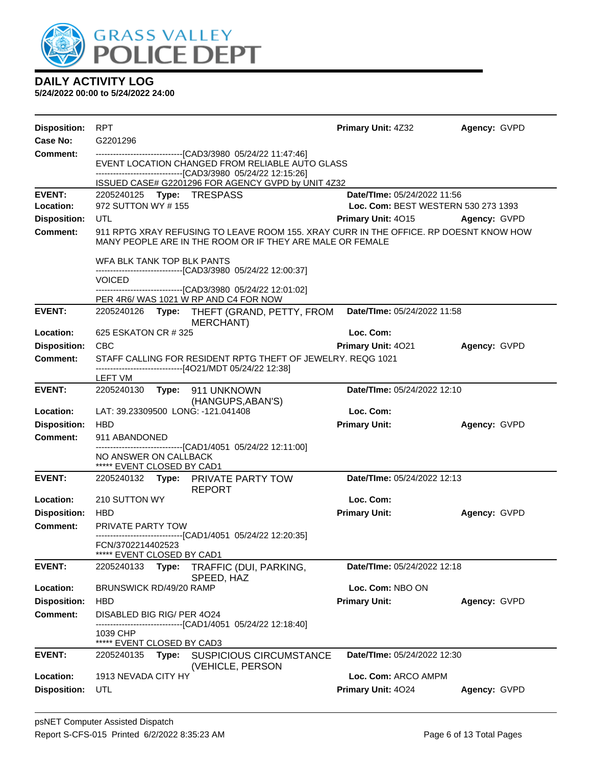# GRASS VALLEY POLICE DEPT

## DAILY ACTIVITY LOG

**5/24/2022 00:00 to 5/24/2022 24:00**

**Disposition:** RPT **Primary Unit:** 4Z32 **Agency:** GVPD
**Case No:** G2201296
**Comment:**
------------------------------[CAD3/3980 05/24/22 11:47:46]
EVENT LOCATION CHANGED FROM RELIABLE AUTO GLASS
------------------------------[CAD3/3980 05/24/22 12:15:26]
ISSUED CASE# G2201296 FOR AGENCY GVPD by UNIT 4Z32

---

**EVENT:** 2205240125 **Type:** TRESPASS **Date/TIme:** 05/24/2022 11:56
**Location:** 972 SUTTON WY # 155 **Loc. Com:** BEST WESTERN 530 273 1393
**Disposition:** UTL **Primary Unit:** 4O15 **Agency:** GVPD
**Comment:** 911 RPTG XRAY REFUSING TO LEAVE ROOM 155. XRAY CURR IN THE OFFICE. RP DOESNT KNOW HOW MANY PEOPLE ARE IN THE ROOM OR IF THEY ARE MALE OR FEMALE

WFA BLK TANK TOP BLK PANTS
------------------------------[CAD3/3980 05/24/22 12:00:37]
VOICED
------------------------------[CAD3/3980 05/24/22 12:01:02]
PER 4R6/ WAS 1021 W RP AND C4 FOR NOW

---

**EVENT:** 2205240126 **Type:** THEFT (GRAND, PETTY, FROM MERCHANT) **Date/TIme:** 05/24/2022 11:58
**Location:** 625 ESKATON CR # 325 **Loc. Com:**
**Disposition:** CBC **Primary Unit:** 4O21 **Agency:** GVPD
**Comment:** STAFF CALLING FOR RESIDENT RPTG THEFT OF JEWELRY. REQG 1021
------------------------------[4O21/MDT 05/24/22 12:38]
LEFT VM

---

**EVENT:** 2205240130 **Type:** 911 UNKNOWN (HANGUPS,ABAN'S) **Date/TIme:** 05/24/2022 12:10
**Location:** LAT: 39.23309500 LONG: -121.041408 **Loc. Com:**
**Disposition:** HBD **Primary Unit:** **Agency:** GVPD
**Comment:** 911 ABANDONED
------------------------------[CAD1/4051 05/24/22 12:11:00]
NO ANSWER ON CALLBACK
***** EVENT CLOSED BY CAD1

---

**EVENT:** 2205240132 **Type:** PRIVATE PARTY TOW REPORT **Date/TIme:** 05/24/2022 12:13
**Location:** 210 SUTTON WY **Loc. Com:**
**Disposition:** HBD **Primary Unit:** **Agency:** GVPD
**Comment:** PRIVATE PARTY TOW
------------------------------[CAD1/4051 05/24/22 12:20:35]
FCN/3702214402523
***** EVENT CLOSED BY CAD1

---

**EVENT:** 2205240133 **Type:** TRAFFIC (DUI, PARKING, SPEED, HAZ **Date/TIme:** 05/24/2022 12:18
**Location:** BRUNSWICK RD/49/20 RAMP **Loc. Com:** NBO ON
**Disposition:** HBD **Primary Unit:** **Agency:** GVPD
**Comment:** DISABLED BIG RIG/ PER 4O24
------------------------------[CAD1/4051 05/24/22 12:18:40]
1039 CHP
***** EVENT CLOSED BY CAD3

---

**EVENT:** 2205240135 **Type:** SUSPICIOUS CIRCUMSTANCE (VEHICLE, PERSON **Date/TIme:** 05/24/2022 12:30
**Location:** 1913 NEVADA CITY HY **Loc. Com:** ARCO AMPM
**Disposition:** UTL **Primary Unit:** 4O24 **Agency:** GVPD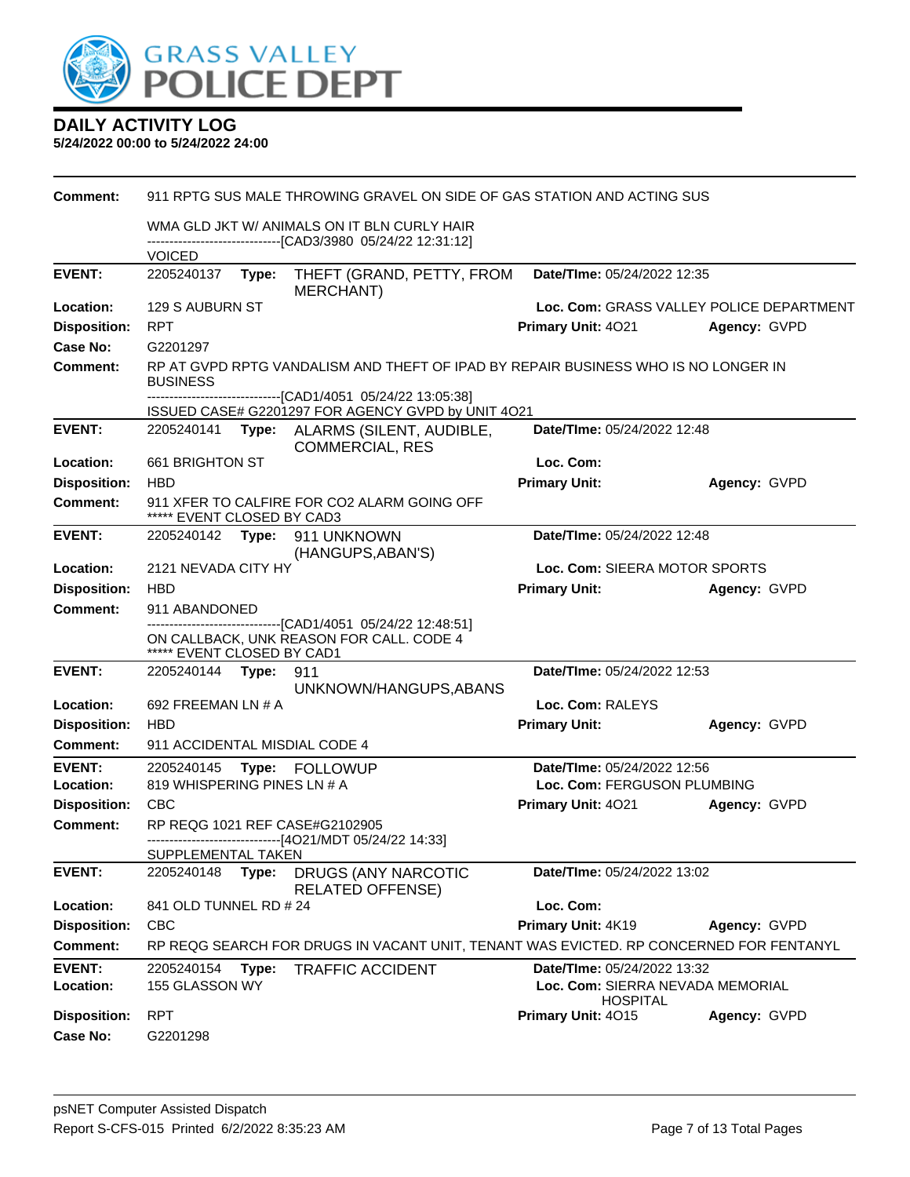# DAILY ACTIVITY LOG

**5/24/2022 00:00 to 5/24/2022 24:00**

**Comment:** 911 RPTG SUS MALE THROWING GRAVEL ON SIDE OF GAS STATION AND ACTING SUS

WMA GLD JKT W/ ANIMALS ON IT BLN CURLY HAIR
------------------------------[CAD3/3980 05/24/22 12:31:12]
VOICED

---

**EVENT:** 2205240137 **Type:** THEFT (GRAND, PETTY, FROM MERCHANT) **Date/TIme:** 05/24/2022 12:35
**Location:** 129 S AUBURN ST **Loc. Com:** GRASS VALLEY POLICE DEPARTMENT
**Disposition:** RPT **Primary Unit:** 4O21 **Agency:** GVPD
**Case No:** G2201297
**Comment:** RP AT GVPD RPTG VANDALISM AND THEFT OF IPAD BY REPAIR BUSINESS WHO IS NO LONGER IN BUSINESS
------------------------------[CAD1/4051 05/24/22 13:05:38]
ISSUED CASE# G2201297 FOR AGENCY GVPD by UNIT 4O21

---

**EVENT:** 2205240141 **Type:** ALARMS (SILENT, AUDIBLE, COMMERCIAL, RES **Date/TIme:** 05/24/2022 12:48
**Location:** 661 BRIGHTON ST **Loc. Com:**
**Disposition:** HBD **Primary Unit:** **Agency:** GVPD
**Comment:** 911 XFER TO CALFIRE FOR CO2 ALARM GOING OFF
***** EVENT CLOSED BY CAD3

---

**EVENT:** 2205240142 **Type:** 911 UNKNOWN (HANGUPS,ABAN'S) **Date/TIme:** 05/24/2022 12:48
**Location:** 2121 NEVADA CITY HY **Loc. Com:** SIEERA MOTOR SPORTS
**Disposition:** HBD **Primary Unit:** **Agency:** GVPD
**Comment:** 911 ABANDONED
------------------------------[CAD1/4051 05/24/22 12:48:51]
ON CALLBACK, UNK REASON FOR CALL. CODE 4
***** EVENT CLOSED BY CAD1

---

**EVENT:** 2205240144 **Type:** 911 UNKNOWN/HANGUPS,ABANS **Date/TIme:** 05/24/2022 12:53
**Location:** 692 FREEMAN LN # A **Loc. Com:** RALEYS
**Disposition:** HBD **Primary Unit:** **Agency:** GVPD
**Comment:** 911 ACCIDENTAL MISDIAL CODE 4

---

**EVENT:** 2205240145 **Type:** FOLLOWUP **Date/TIme:** 05/24/2022 12:56
**Location:** 819 WHISPERING PINES LN # A **Loc. Com:** FERGUSON PLUMBING
**Disposition:** CBC **Primary Unit:** 4O21 **Agency:** GVPD
**Comment:** RP REQG 1021 REF CASE#G2102905
------------------------------[4O21/MDT 05/24/22 14:33]
SUPPLEMENTAL TAKEN

---

**EVENT:** 2205240148 **Type:** DRUGS (ANY NARCOTIC RELATED OFFENSE) **Date/TIme:** 05/24/2022 13:02
**Location:** 841 OLD TUNNEL RD # 24 **Loc. Com:**
**Disposition:** CBC **Primary Unit:** 4K19 **Agency:** GVPD
**Comment:** RP REQG SEARCH FOR DRUGS IN VACANT UNIT, TENANT WAS EVICTED. RP CONCERNED FOR FENTANYL

---

**EVENT:** 2205240154 **Type:** TRAFFIC ACCIDENT **Date/TIme:** 05/24/2022 13:32
**Location:** 155 GLASSON WY **Loc. Com:** SIERRA NEVADA MEMORIAL HOSPITAL
**Disposition:** RPT **Primary Unit:** 4O15 **Agency:** GVPD
**Case No:** G2201298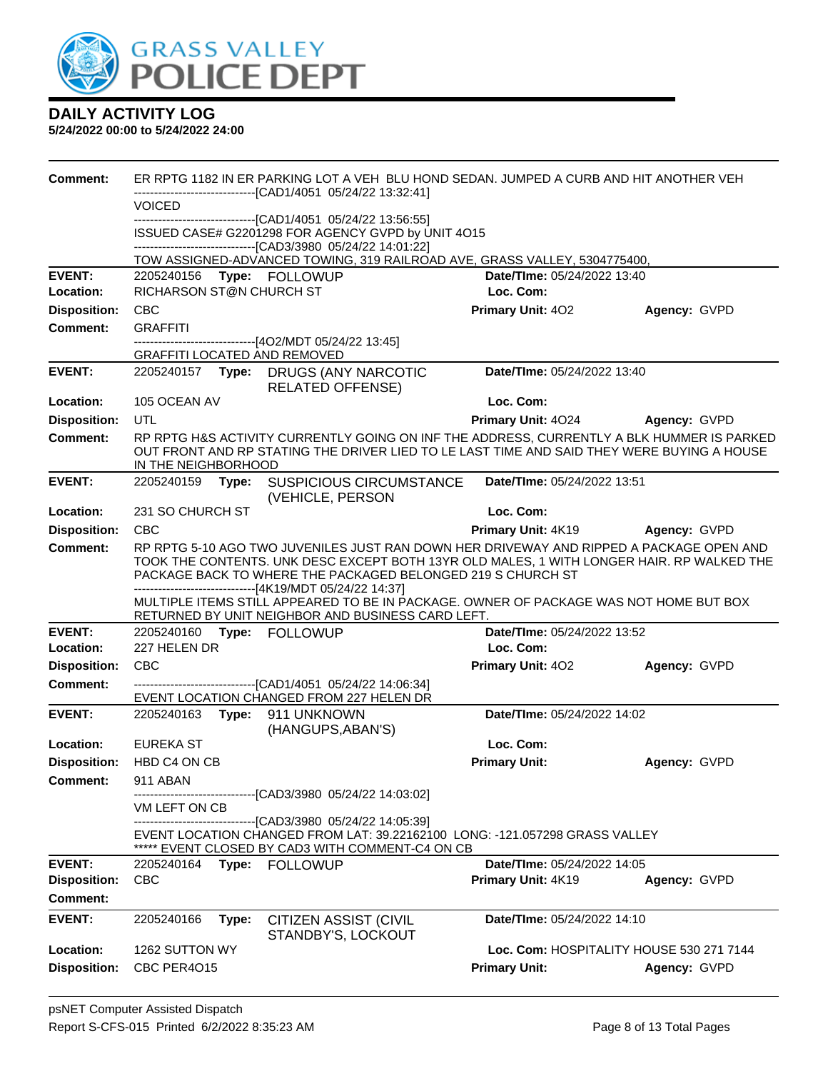## DAILY ACTIVITY LOG

**5/24/2022 00:00 to 5/24/2022 24:00**

**Comment:** ER RPTG 1182 IN ER PARKING LOT A VEH BLU HOND SEDAN. JUMPED A CURB AND HIT ANOTHER VEH
------------------------------[CAD1/4051 05/24/22 13:32:41]
VOICED
------------------------------[CAD1/4051 05/24/22 13:56:55]
ISSUED CASE# G2201298 FOR AGENCY GVPD by UNIT 4O15
------------------------------[CAD3/3980 05/24/22 14:01:22]
TOW ASSIGNED-ADVANCED TOWING, 319 RAILROAD AVE, GRASS VALLEY, 5304775400,

---

**EVENT:** 2205240156 **Type:** FOLLOWUP **Date/TIme:** 05/24/2022 13:40
**Location:** RICHARSON ST@N CHURCH ST **Loc. Com:**
**Disposition:** CBC **Primary Unit:** 4O2 **Agency:** GVPD
**Comment:** GRAFFITI
------------------------------[4O2/MDT 05/24/22 13:45]
GRAFFITI LOCATED AND REMOVED

---

**EVENT:** 2205240157 **Type:** DRUGS (ANY NARCOTIC RELATED OFFENSE) **Date/TIme:** 05/24/2022 13:40
**Location:** 105 OCEAN AV **Loc. Com:**
**Disposition:** UTL **Primary Unit:** 4O24 **Agency:** GVPD
**Comment:** RP RPTG H&S ACTIVITY CURRENTLY GOING ON INF THE ADDRESS, CURRENTLY A BLK HUMMER IS PARKED OUT FRONT AND RP STATING THE DRIVER LIED TO LE LAST TIME AND SAID THEY WERE BUYING A HOUSE IN THE NEIGHBORHOOD

---

**EVENT:** 2205240159 **Type:** SUSPICIOUS CIRCUMSTANCE (VEHICLE, PERSON **Date/TIme:** 05/24/2022 13:51
**Location:** 231 SO CHURCH ST **Loc. Com:**
**Disposition:** CBC **Primary Unit:** 4K19 **Agency:** GVPD
**Comment:** RP RPTG 5-10 AGO TWO JUVENILES JUST RAN DOWN HER DRIVEWAY AND RIPPED A PACKAGE OPEN AND TOOK THE CONTENTS. UNK DESC EXCEPT BOTH 13YR OLD MALES, 1 WITH LONGER HAIR. RP WALKED THE PACKAGE BACK TO WHERE THE PACKAGED BELONGED 219 S CHURCH ST
------------------------------[4K19/MDT 05/24/22 14:37]
MULTIPLE ITEMS STILL APPEARED TO BE IN PACKAGE. OWNER OF PACKAGE WAS NOT HOME BUT BOX RETURNED BY UNIT NEIGHBOR AND BUSINESS CARD LEFT.

---

**EVENT:** 2205240160 **Type:** FOLLOWUP **Date/TIme:** 05/24/2022 13:52
**Location:** 227 HELEN DR **Loc. Com:**
**Disposition:** CBC **Primary Unit:** 4O2 **Agency:** GVPD
**Comment:** ------------------------------[CAD1/4051 05/24/22 14:06:34]
EVENT LOCATION CHANGED FROM 227 HELEN DR

---

**EVENT:** 2205240163 **Type:** 911 UNKNOWN (HANGUPS,ABAN'S) **Date/TIme:** 05/24/2022 14:02
**Location:** EUREKA ST **Loc. Com:**
**Disposition:** HBD C4 ON CB **Primary Unit:** **Agency:** GVPD
**Comment:** 911 ABAN
------------------------------[CAD3/3980 05/24/22 14:03:02]
VM LEFT ON CB
------------------------------[CAD3/3980 05/24/22 14:05:39]
EVENT LOCATION CHANGED FROM LAT: 39.22162100 LONG: -121.057298 GRASS VALLEY
***** EVENT CLOSED BY CAD3 WITH COMMENT-C4 ON CB

---

**EVENT:** 2205240164 **Type:** FOLLOWUP **Date/TIme:** 05/24/2022 14:05
**Disposition:** CBC **Primary Unit:** 4K19 **Agency:** GVPD
**Comment:**

---

**EVENT:** 2205240166 **Type:** CITIZEN ASSIST (CIVIL STANDBY'S, LOCKOUT **Date/TIme:** 05/24/2022 14:10
**Location:** 1262 SUTTON WY **Loc. Com:** HOSPITALITY HOUSE 530 271 7144
**Disposition:** CBC PER4O15 **Primary Unit:** **Agency:** GVPD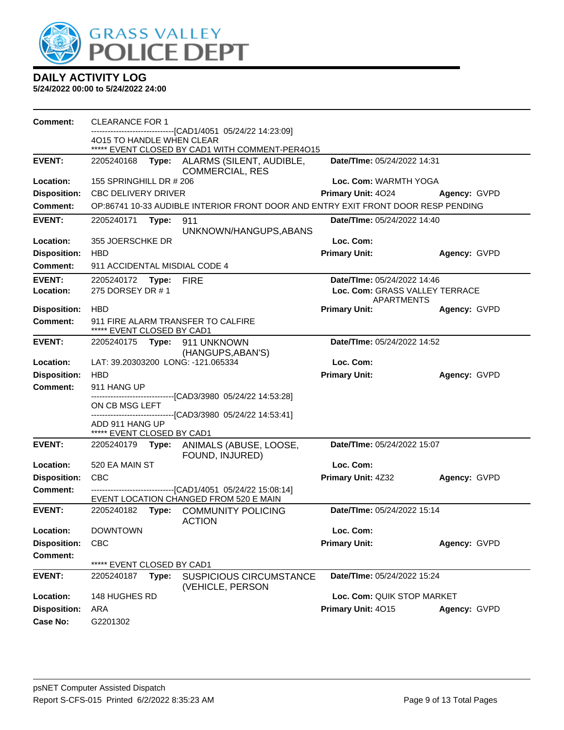# DAILY ACTIVITY LOG

**5/24/2022 00:00 to 5/24/2022 24:00**

**Comment:** CLEARANCE FOR 1
------------------------------[CAD1/4051 05/24/22 14:23:09]
4O15 TO HANDLE WHEN CLEAR
***** EVENT CLOSED BY CAD1 WITH COMMENT-PER4O15

---

**EVENT:** 2205240168 **Type:** ALARMS (SILENT, AUDIBLE, COMMERCIAL, RES **Date/TIme:** 05/24/2022 14:31
**Location:** 155 SPRINGHILL DR # 206 **Loc. Com:** WARMTH YOGA
**Disposition:** CBC DELIVERY DRIVER **Primary Unit:** 4O24 **Agency:** GVPD
**Comment:** OP:86741 10-33 AUDIBLE INTERIOR FRONT DOOR AND ENTRY EXIT FRONT DOOR RESP PENDING

---

**EVENT:** 2205240171 **Type:** 911 UNKNOWN/HANGUPS,ABANS **Date/TIme:** 05/24/2022 14:40
**Location:** 355 JOERSCHKE DR **Loc. Com:**
**Disposition:** HBD **Primary Unit:** **Agency:** GVPD
**Comment:** 911 ACCIDENTAL MISDIAL CODE 4

---

**EVENT:** 2205240172 **Type:** FIRE **Date/TIme:** 05/24/2022 14:46
**Location:** 275 DORSEY DR # 1 **Loc. Com:** GRASS VALLEY TERRACE APARTMENTS
**Disposition:** HBD **Primary Unit:** **Agency:** GVPD
**Comment:** 911 FIRE ALARM TRANSFER TO CALFIRE
***** EVENT CLOSED BY CAD1

---

**EVENT:** 2205240175 **Type:** 911 UNKNOWN (HANGUPS,ABAN'S) **Date/TIme:** 05/24/2022 14:52
**Location:** LAT: 39.20303200 LONG: -121.065334 **Loc. Com:**
**Disposition:** HBD **Primary Unit:** **Agency:** GVPD
**Comment:** 911 HANG UP
------------------------------[CAD3/3980 05/24/22 14:53:28]
ON CB MSG LEFT
------------------------------[CAD3/3980 05/24/22 14:53:41]
ADD 911 HANG UP
***** EVENT CLOSED BY CAD1

---

**EVENT:** 2205240179 **Type:** ANIMALS (ABUSE, LOOSE, FOUND, INJURED) **Date/TIme:** 05/24/2022 15:07
**Location:** 520 EA MAIN ST **Loc. Com:**
**Disposition:** CBC **Primary Unit:** 4Z32 **Agency:** GVPD
**Comment:** ------------------------------[CAD1/4051 05/24/22 15:08:14]
EVENT LOCATION CHANGED FROM 520 E MAIN

---

**EVENT:** 2205240182 **Type:** COMMUNITY POLICING ACTION **Date/TIme:** 05/24/2022 15:14
**Location:** DOWNTOWN **Loc. Com:**
**Disposition:** CBC **Primary Unit:** **Agency:** GVPD
**Comment:**
***** EVENT CLOSED BY CAD1

---

**EVENT:** 2205240187 **Type:** SUSPICIOUS CIRCUMSTANCE (VEHICLE, PERSON **Date/TIme:** 05/24/2022 15:24
**Location:** 148 HUGHES RD **Loc. Com:** QUIK STOP MARKET
**Disposition:** ARA **Primary Unit:** 4O15 **Agency:** GVPD
**Case No:** G2201302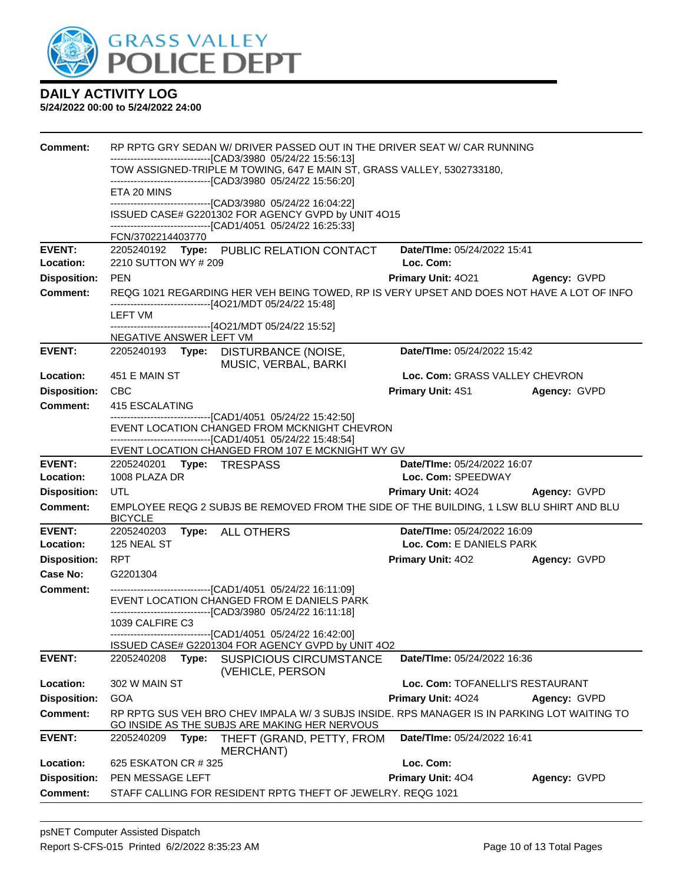# GRASS VALLEY POLICE DEPT

## DAILY ACTIVITY LOG

**5/24/2022 00:00 to 5/24/2022 24:00**

**Comment:** RP RPTG GRY SEDAN W/ DRIVER PASSED OUT IN THE DRIVER SEAT W/ CAR RUNNING
------------------------------[CAD3/3980 05/24/22 15:56:13]
TOW ASSIGNED-TRIPLE M TOWING, 647 E MAIN ST, GRASS VALLEY, 5302733180,
------------------------------[CAD3/3980 05/24/22 15:56:20]
ETA 20 MINS
------------------------------[CAD3/3980 05/24/22 16:04:22]
ISSUED CASE# G2201302 FOR AGENCY GVPD by UNIT 4O15
------------------------------[CAD1/4051 05/24/22 16:25:33]
FCN/3702214403770

---

**EVENT:** 2205240192 **Type:** PUBLIC RELATION CONTACT **Date/TIme:** 05/24/2022 15:41
**Location:** 2210 SUTTON WY # 209 **Loc. Com:**
**Disposition:** PEN **Primary Unit:** 4O21 **Agency:** GVPD
**Comment:** REQG 1021 REGARDING HER VEH BEING TOWED, RP IS VERY UPSET AND DOES NOT HAVE A LOT OF INFO
------------------------------[4O21/MDT 05/24/22 15:48]
LEFT VM
------------------------------[4O21/MDT 05/24/22 15:52]
NEGATIVE ANSWER LEFT VM

---

**EVENT:** 2205240193 **Type:** DISTURBANCE (NOISE, MUSIC, VERBAL, BARKI **Date/TIme:** 05/24/2022 15:42
**Location:** 451 E MAIN ST **Loc. Com:** GRASS VALLEY CHEVRON
**Disposition:** CBC **Primary Unit:** 4S1 **Agency:** GVPD
**Comment:** 415 ESCALATING
------------------------------[CAD1/4051 05/24/22 15:42:50]
EVENT LOCATION CHANGED FROM MCKNIGHT CHEVRON
------------------------------[CAD1/4051 05/24/22 15:48:54]
EVENT LOCATION CHANGED FROM 107 E MCKNIGHT WY GV

---

**EVENT:** 2205240201 **Type:** TRESPASS **Date/TIme:** 05/24/2022 16:07
**Location:** 1008 PLAZA DR **Loc. Com:** SPEEDWAY
**Disposition:** UTL **Primary Unit:** 4O24 **Agency:** GVPD
**Comment:** EMPLOYEE REQG 2 SUBJS BE REMOVED FROM THE SIDE OF THE BUILDING, 1 LSW BLU SHIRT AND BLU BICYCLE

---

**EVENT:** 2205240203 **Type:** ALL OTHERS **Date/TIme:** 05/24/2022 16:09
**Location:** 125 NEAL ST **Loc. Com:** E DANIELS PARK
**Disposition:** RPT **Primary Unit:** 4O2 **Agency:** GVPD
**Case No:** G2201304
**Comment:** ------------------------------[CAD1/4051 05/24/22 16:11:09]
EVENT LOCATION CHANGED FROM E DANIELS PARK
------------------------------[CAD3/3980 05/24/22 16:11:18]
1039 CALFIRE C3
------------------------------[CAD1/4051 05/24/22 16:42:00]
ISSUED CASE# G2201304 FOR AGENCY GVPD by UNIT 4O2

---

**EVENT:** 2205240208 **Type:** SUSPICIOUS CIRCUMSTANCE (VEHICLE, PERSON **Date/TIme:** 05/24/2022 16:36
**Location:** 302 W MAIN ST **Loc. Com:** TOFANELLI'S RESTAURANT
**Disposition:** GOA **Primary Unit:** 4O24 **Agency:** GVPD
**Comment:** RP RPTG SUS VEH BRO CHEV IMPALA W/ 3 SUBJS INSIDE. RPS MANAGER IS IN PARKING LOT WAITING TO GO INSIDE AS THE SUBJS ARE MAKING HER NERVOUS

---

**EVENT:** 2205240209 **Type:** THEFT (GRAND, PETTY, FROM MERCHANT) **Date/TIme:** 05/24/2022 16:41
**Location:** 625 ESKATON CR # 325 **Loc. Com:**
**Disposition:** PEN MESSAGE LEFT **Primary Unit:** 4O4 **Agency:** GVPD
**Comment:** STAFF CALLING FOR RESIDENT RPTG THEFT OF JEWELRY. REQG 1021

---

psNET Computer Assisted Dispatch
Report S-CFS-015 Printed 6/2/2022 8:35:23 AM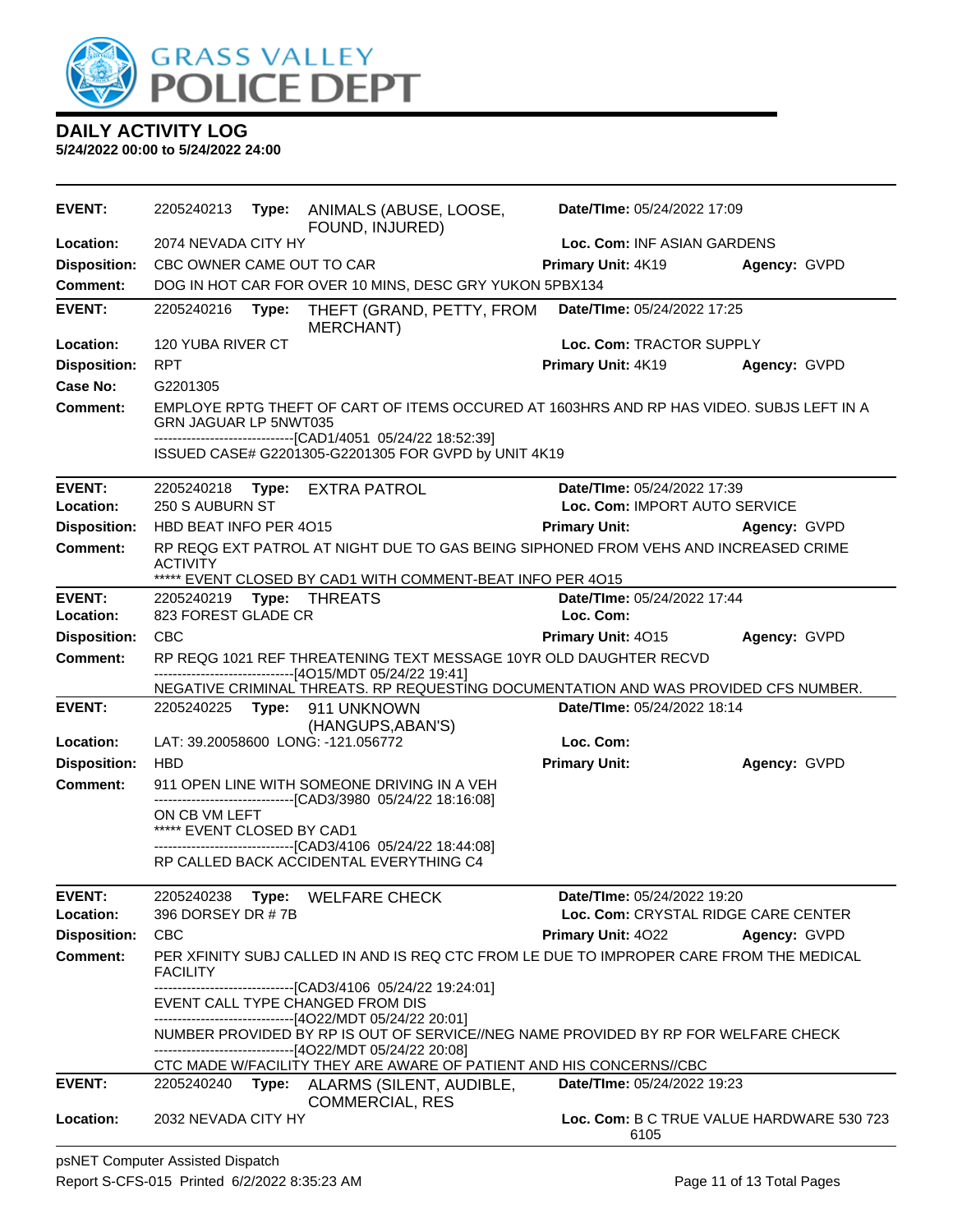# DAILY ACTIVITY LOG

**5/24/2022 00:00 to 5/24/2022 24:00**

---

**EVENT:** 2205240213 **Type:** ANIMALS (ABUSE, LOOSE, FOUND, INJURED) **Date/TIme:** 05/24/2022 17:09
**Location:** 2074 NEVADA CITY HY **Loc. Com:** INF ASIAN GARDENS
**Disposition:** CBC OWNER CAME OUT TO CAR **Primary Unit:** 4K19 **Agency:** GVPD
**Comment:** DOG IN HOT CAR FOR OVER 10 MINS, DESC GRY YUKON 5PBX134

---

**EVENT:** 2205240216 **Type:** THEFT (GRAND, PETTY, FROM MERCHANT) **Date/TIme:** 05/24/2022 17:25
**Location:** 120 YUBA RIVER CT **Loc. Com:** TRACTOR SUPPLY
**Disposition:** RPT **Primary Unit:** 4K19 **Agency:** GVPD
**Case No:** G2201305
**Comment:** EMPLOYE RPTG THEFT OF CART OF ITEMS OCCURED AT 1603HRS AND RP HAS VIDEO. SUBJS LEFT IN A GRN JAGUAR LP 5NWT035
------------------------------[CAD1/4051 05/24/22 18:52:39]
ISSUED CASE# G2201305-G2201305 FOR GVPD by UNIT 4K19

---

**EVENT:** 2205240218 **Type:** EXTRA PATROL **Date/TIme:** 05/24/2022 17:39
**Location:** 250 S AUBURN ST **Loc. Com:** IMPORT AUTO SERVICE
**Disposition:** HBD BEAT INFO PER 4O15 **Primary Unit:** **Agency:** GVPD
**Comment:** RP REQG EXT PATROL AT NIGHT DUE TO GAS BEING SIPHONED FROM VEHS AND INCREASED CRIME ACTIVITY
***** EVENT CLOSED BY CAD1 WITH COMMENT-BEAT INFO PER 4O15

---

**EVENT:** 2205240219 **Type:** THREATS **Date/TIme:** 05/24/2022 17:44
**Location:** 823 FOREST GLADE CR **Loc. Com:**
**Disposition:** CBC **Primary Unit:** 4O15 **Agency:** GVPD
**Comment:** RP REQG 1021 REF THREATENING TEXT MESSAGE 10YR OLD DAUGHTER RECVD
------------------------------[4O15/MDT 05/24/22 19:41]
NEGATIVE CRIMINAL THREATS. RP REQUESTING DOCUMENTATION AND WAS PROVIDED CFS NUMBER.

---

**EVENT:** 2205240225 **Type:** 911 UNKNOWN (HANGUPS,ABAN'S) **Date/TIme:** 05/24/2022 18:14
**Location:** LAT: 39.20058600 LONG: -121.056772 **Loc. Com:**
**Disposition:** HBD **Primary Unit:** **Agency:** GVPD
**Comment:** 911 OPEN LINE WITH SOMEONE DRIVING IN A VEH
------------------------------[CAD3/3980 05/24/22 18:16:08]
ON CB VM LEFT
***** EVENT CLOSED BY CAD1
------------------------------[CAD3/4106 05/24/22 18:44:08]
RP CALLED BACK ACCIDENTAL EVERYTHING C4

---

**EVENT:** 2205240238 **Type:** WELFARE CHECK **Date/TIme:** 05/24/2022 19:20
**Location:** 396 DORSEY DR # 7B **Loc. Com:** CRYSTAL RIDGE CARE CENTER
**Disposition:** CBC **Primary Unit:** 4O22 **Agency:** GVPD
**Comment:** PER XFINITY SUBJ CALLED IN AND IS REQ CTC FROM LE DUE TO IMPROPER CARE FROM THE MEDICAL FACILITY
------------------------------[CAD3/4106 05/24/22 19:24:01]
EVENT CALL TYPE CHANGED FROM DIS
------------------------------[4O22/MDT 05/24/22 20:01]
NUMBER PROVIDED BY RP IS OUT OF SERVICE//NEG NAME PROVIDED BY RP FOR WELFARE CHECK
------------------------------[4O22/MDT 05/24/22 20:08]
CTC MADE W/FACILITY THEY ARE AWARE OF PATIENT AND HIS CONCERNS//CBC

---

**EVENT:** 2205240240 **Type:** ALARMS (SILENT, AUDIBLE, COMMERCIAL, RES **Date/TIme:** 05/24/2022 19:23
**Location:** 2032 NEVADA CITY HY **Loc. Com:** B C TRUE VALUE HARDWARE 530 723 6105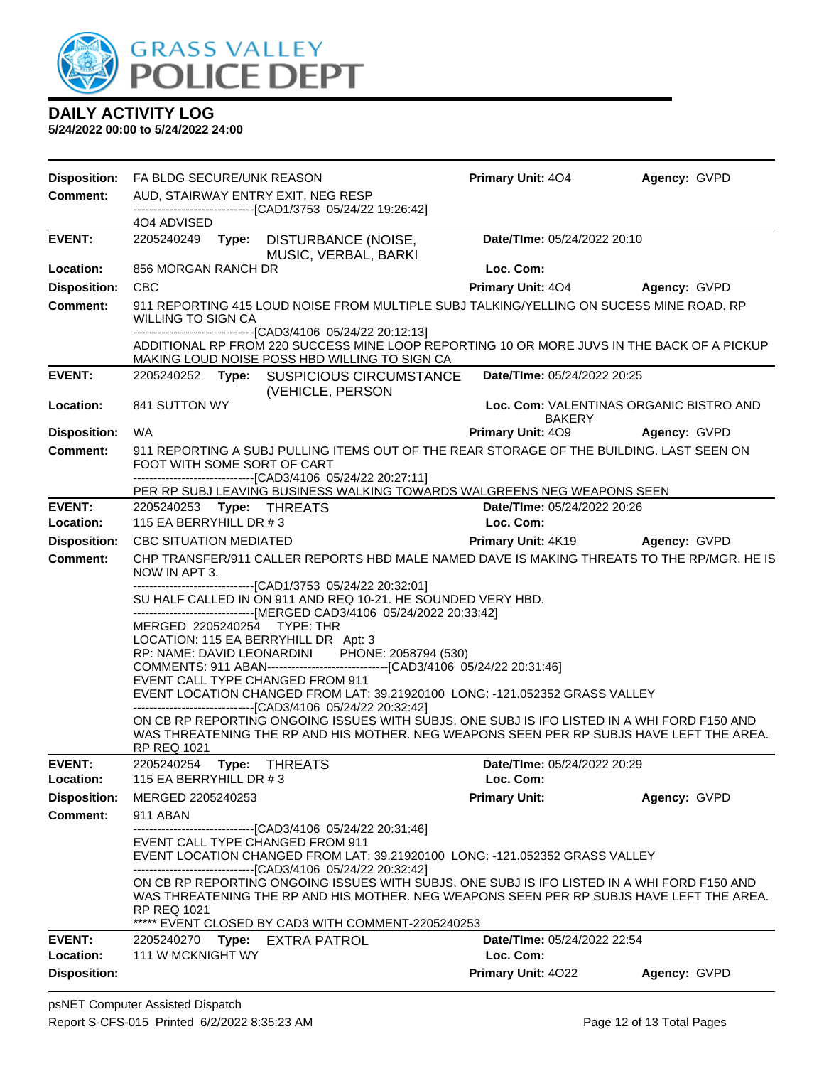**DAILY ACTIVITY LOG**
**5/24/2022 00:00 to 5/24/2022 24:00**

| | | | |
|---|---|---|---|
| **Disposition:** | FA BLDG SECURE/UNK REASON | **Primary Unit:** 4O4 | **Agency:** GVPD |
| **Comment:** | AUD, STAIRWAY ENTRY EXIT, NEG RESP<br>------------------------------[CAD1/3753 05/24/22 19:26:42]<br>4O4 ADVISED | | |
| **EVENT:** | 2205240249 **Type:** DISTURBANCE (NOISE, MUSIC, VERBAL, BARKI | **Date/TIme:** 05/24/2022 20:10 | |
| **Location:** | 856 MORGAN RANCH DR | **Loc. Com:** | |
| **Disposition:** | CBC | **Primary Unit:** 4O4 | **Agency:** GVPD |
| **Comment:** | 911 REPORTING 415 LOUD NOISE FROM MULTIPLE SUBJ TALKING/YELLING ON SUCESS MINE ROAD. RP WILLING TO SIGN CA<br>------------------------------[CAD3/4106 05/24/22 20:12:13]<br>ADDITIONAL RP FROM 220 SUCCESS MINE LOOP REPORTING 10 OR MORE JUVS IN THE BACK OF A PICKUP MAKING LOUD NOISE POSS HBD WILLING TO SIGN CA | | |
| **EVENT:** | 2205240252 **Type:** SUSPICIOUS CIRCUMSTANCE (VEHICLE, PERSON | **Date/TIme:** 05/24/2022 20:25 | |
| **Location:** | 841 SUTTON WY | **Loc. Com:** VALENTINAS ORGANIC BISTRO AND BAKERY | |
| **Disposition:** | WA | **Primary Unit:** 4O9 | **Agency:** GVPD |
| **Comment:** | 911 REPORTING A SUBJ PULLING ITEMS OUT OF THE REAR STORAGE OF THE BUILDING. LAST SEEN ON FOOT WITH SOME SORT OF CART<br>------------------------------[CAD3/4106 05/24/22 20:27:11]<br>PER RP SUBJ LEAVING BUSINESS WALKING TOWARDS WALGREENS NEG WEAPONS SEEN | | |
| **EVENT:** | 2205240253 **Type:** THREATS | **Date/TIme:** 05/24/2022 20:26 | |
| **Location:** | 115 EA BERRYHILL DR # 3 | **Loc. Com:** | |
| **Disposition:** | CBC SITUATION MEDIATED | **Primary Unit:** 4K19 | **Agency:** GVPD |
| **Comment:** | CHP TRANSFER/911 CALLER REPORTS HBD MALE NAMED DAVE IS MAKING THREATS TO THE RP/MGR. HE IS NOW IN APT 3.<br>------------------------------[CAD1/3753 05/24/22 20:32:01]<br>SU HALF CALLED IN ON 911 AND REQ 10-21. HE SOUNDED VERY HBD.<br>------------------------------[MERGED CAD3/4106 05/24/2022 20:33:42]<br>MERGED 2205240254 TYPE: THR<br>LOCATION: 115 EA BERRYHILL DR Apt: 3<br>RP: NAME: DAVID LEONARDINI PHONE: 2058794 (530)<br>COMMENTS: 911 ABAN------------------------------[CAD3/4106 05/24/22 20:31:46]<br>EVENT CALL TYPE CHANGED FROM 911<br>EVENT LOCATION CHANGED FROM LAT: 39.21920100 LONG: -121.052352 GRASS VALLEY<br>------------------------------[CAD3/4106 05/24/22 20:32:42]<br>ON CB RP REPORTING ONGOING ISSUES WITH SUBJS. ONE SUBJ IS IFO LISTED IN A WHI FORD F150 AND WAS THREATENING THE RP AND HIS MOTHER. NEG WEAPONS SEEN PER RP SUBJS HAVE LEFT THE AREA. RP REQ 1021 | | |
| **EVENT:** | 2205240254 **Type:** THREATS | **Date/TIme:** 05/24/2022 20:29 | |
| **Location:** | 115 EA BERRYHILL DR # 3 | **Loc. Com:** | |
| **Disposition:** | MERGED 2205240253 | **Primary Unit:** | **Agency:** GVPD |
| **Comment:** | 911 ABAN<br>------------------------------[CAD3/4106 05/24/22 20:31:46]<br>EVENT CALL TYPE CHANGED FROM 911<br>EVENT LOCATION CHANGED FROM LAT: 39.21920100 LONG: -121.052352 GRASS VALLEY<br>------------------------------[CAD3/4106 05/24/22 20:32:42]<br>ON CB RP REPORTING ONGOING ISSUES WITH SUBJS. ONE SUBJ IS IFO LISTED IN A WHI FORD F150 AND WAS THREATENING THE RP AND HIS MOTHER. NEG WEAPONS SEEN PER RP SUBJS HAVE LEFT THE AREA. RP REQ 1021<br>***** EVENT CLOSED BY CAD3 WITH COMMENT-2205240253 | | |
| **EVENT:** | 2205240270 **Type:** EXTRA PATROL | **Date/TIme:** 05/24/2022 22:54 | |
| **Location:** | 111 W MCKNIGHT WY | **Loc. Com:** | |
| **Disposition:** | | **Primary Unit:** 4O22 | **Agency:** GVPD |

psNET Computer Assisted Dispatch
Report S-CFS-015 Printed 6/2/2022 8:35:23 AM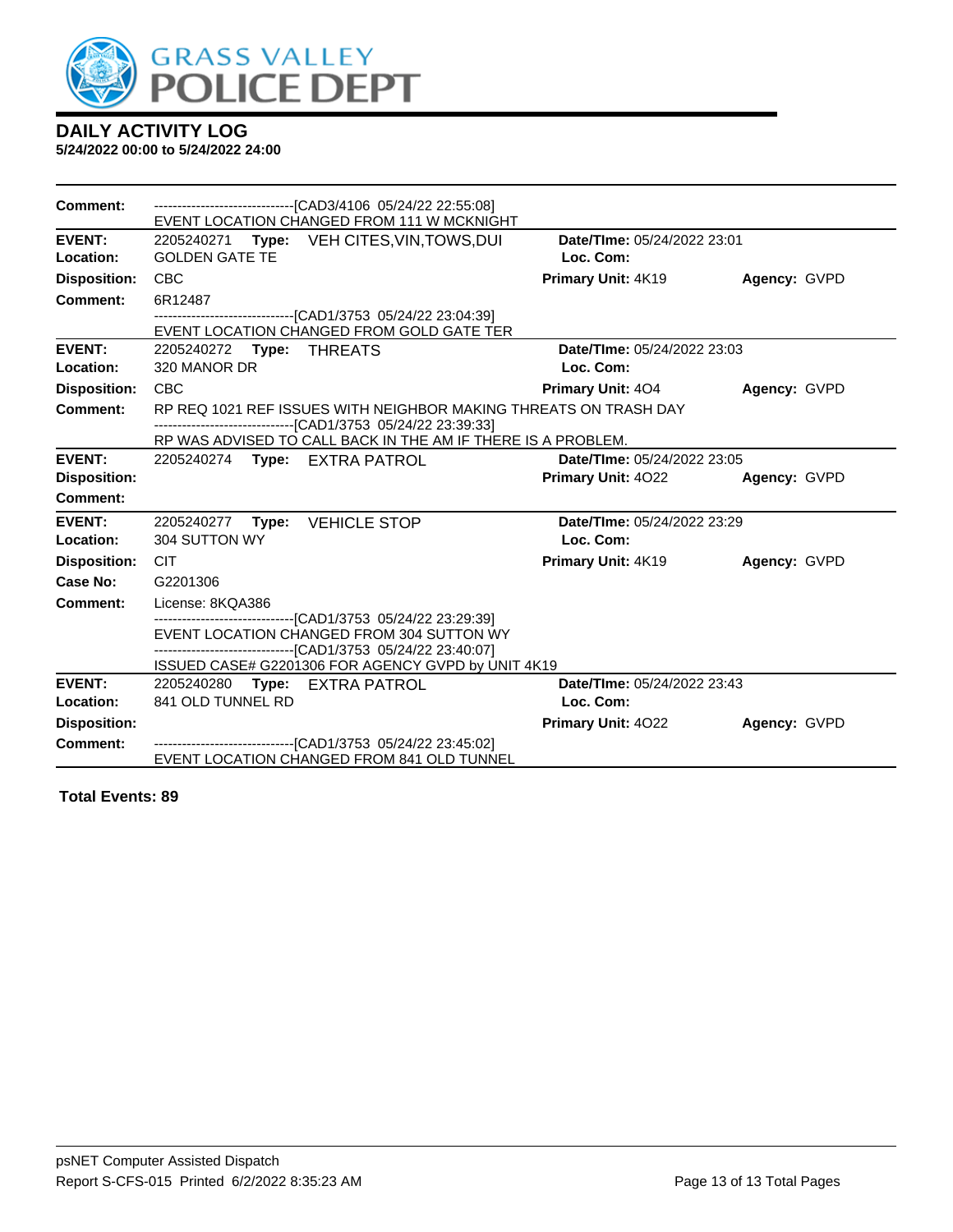## DAILY ACTIVITY LOG

**5/24/2022 00:00 to 5/24/2022 24:00**

**Comment:** ------------------------------[CAD3/4106 05/24/22 22:55:08]
EVENT LOCATION CHANGED FROM 111 W MCKNIGHT

---

**EVENT:** 2205240271 **Type:** VEH CITES,VIN,TOWS,DUI **Date/TIme:** 05/24/2022 23:01
**Location:** GOLDEN GATE TE **Loc. Com:**
**Disposition:** CBC **Primary Unit:** 4K19 **Agency:** GVPD
**Comment:** 6R12487
------------------------------[CAD1/3753 05/24/22 23:04:39]
EVENT LOCATION CHANGED FROM GOLD GATE TER

---

**EVENT:** 2205240272 **Type:** THREATS **Date/TIme:** 05/24/2022 23:03
**Location:** 320 MANOR DR **Loc. Com:**
**Disposition:** CBC **Primary Unit:** 4O4 **Agency:** GVPD
**Comment:** RP REQ 1021 REF ISSUES WITH NEIGHBOR MAKING THREATS ON TRASH DAY
------------------------------[CAD1/3753 05/24/22 23:39:33]
RP WAS ADVISED TO CALL BACK IN THE AM IF THERE IS A PROBLEM.

---

**EVENT:** 2205240274 **Type:** EXTRA PATROL **Date/TIme:** 05/24/2022 23:05
**Disposition:** **Primary Unit:** 4O22 **Agency:** GVPD
**Comment:**

---

**EVENT:** 2205240277 **Type:** VEHICLE STOP **Date/TIme:** 05/24/2022 23:29
**Location:** 304 SUTTON WY **Loc. Com:**
**Disposition:** CIT **Primary Unit:** 4K19 **Agency:** GVPD
**Case No:** G2201306
**Comment:** License: 8KQA386
------------------------------[CAD1/3753 05/24/22 23:29:39]
EVENT LOCATION CHANGED FROM 304 SUTTON WY
------------------------------[CAD1/3753 05/24/22 23:40:07]
ISSUED CASE# G2201306 FOR AGENCY GVPD by UNIT 4K19

---

**EVENT:** 2205240280 **Type:** EXTRA PATROL **Date/TIme:** 05/24/2022 23:43
**Location:** 841 OLD TUNNEL RD **Loc. Com:**
**Disposition:** **Primary Unit:** 4O22 **Agency:** GVPD
**Comment:** ------------------------------[CAD1/3753 05/24/22 23:45:02]
EVENT LOCATION CHANGED FROM 841 OLD TUNNEL

---

**Total Events: 89**

psNET Computer Assisted Dispatch
Report S-CFS-015 Printed 6/2/2022 8:35:23 AM